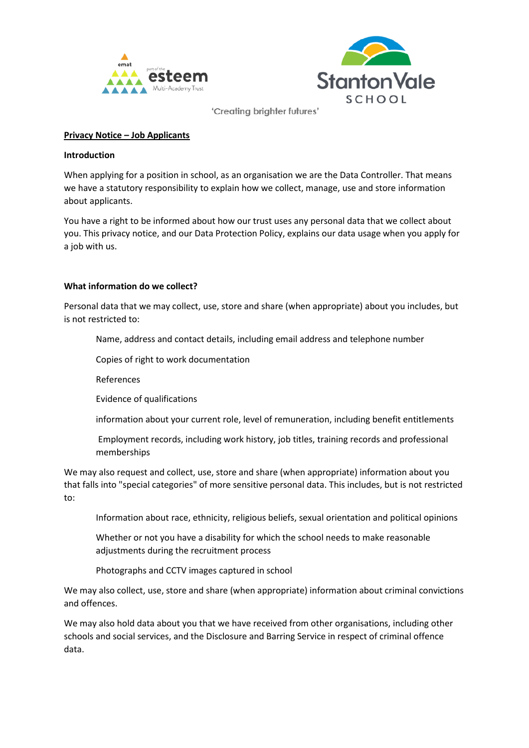'Creating brighter futures'

**Privacy Notice – Job Applicants**

**Introduction**

When applying for a position in school, as an organisation we are the Data Controller. That means we have a statutory responsibility to explain how we collect, manage, use and store information about applicants.

You have a right to be informed about how our trust uses any personal data that we collect about you. This privacy notice, and our Data Protection Policy, explains our data usage when you apply for a job with us.

**What information do we collect?**

Personal data that we may collect, use, store and share (when appropriate) about you includes, but is not restricted to:

- Name, address and contact details, including email address and telephone number
- Copies of right to work documentation
- References
- Evidence of qualifications
- information about your current role, level of remuneration, including benefit entitlements
- Employment records, including work history, job titles, training records and professional memberships

We may also request and collect, use, store and share (when appropriate) information about you that falls into "special categories" of more sensitive personal data. This includes, but is not restricted to:

- Information about race, ethnicity, religious beliefs, sexual orientation and political opinions
- Whether or not you have a disability for which the school needs to make reasonable adjustments during the recruitment process
- Photographs and CCTV images captured in school

We may also collect, use, store and share (when appropriate) information about criminal convictions and offences.

We may also hold data about you that we have received from other organisations, including other schools and social services, and the Disclosure and Barring Service in respect of criminal offence data.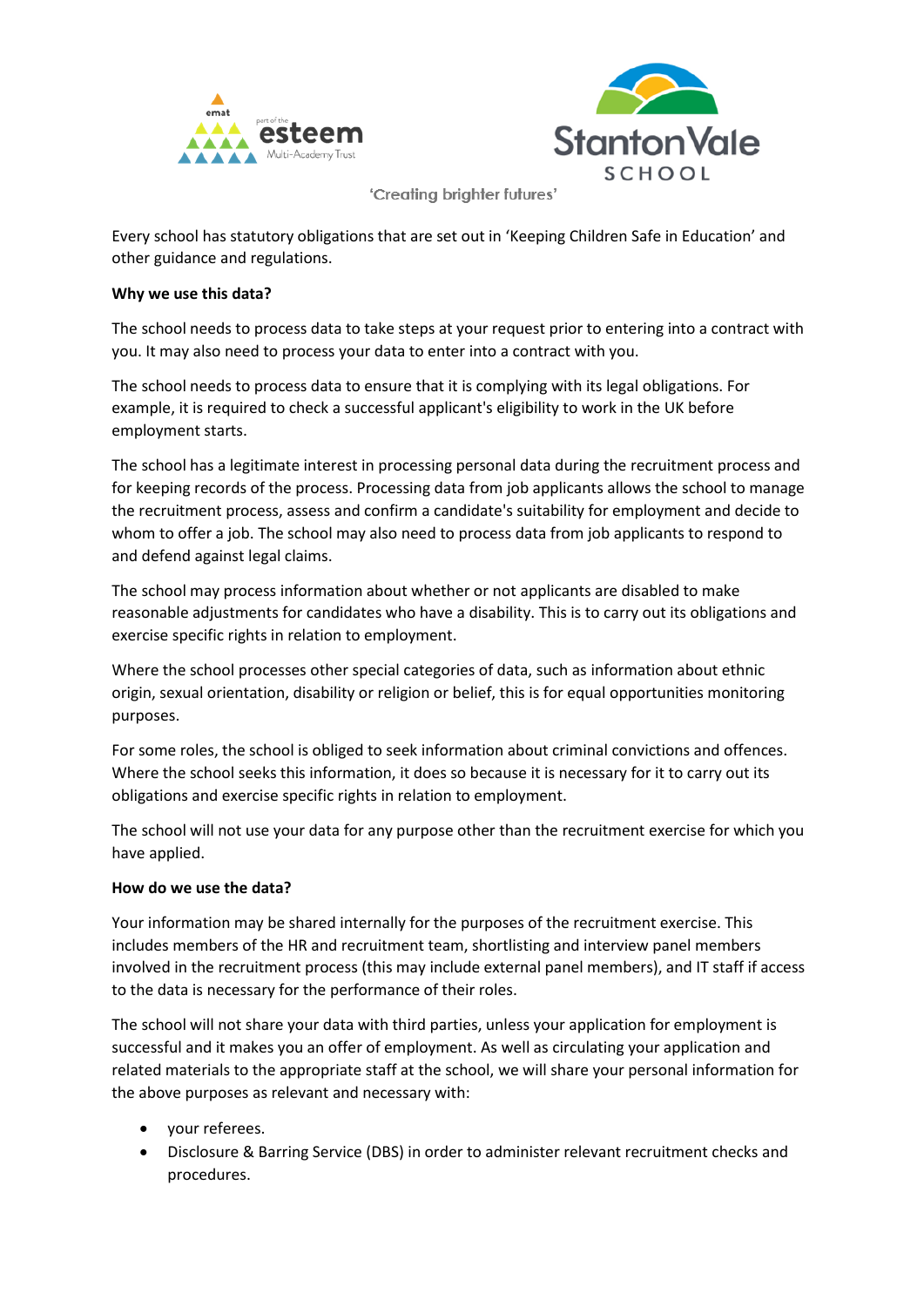'Creating brighter futures'

Every school has statutory obligations that are set out in 'Keeping Children Safe in Education' and other guidance and regulations.

**Why we use this data?**

The school needs to process data to take steps at your request prior to entering into a contract with you. It may also need to process your data to enter into a contract with you.

The school needs to process data to ensure that it is complying with its legal obligations. For example, it is required to check a successful applicant's eligibility to work in the UK before employment starts.

The school has a legitimate interest in processing personal data during the recruitment process and for keeping records of the process. Processing data from job applicants allows the school to manage the recruitment process, assess and confirm a candidate's suitability for employment and decide to whom to offer a job. The school may also need to process data from job applicants to respond to and defend against legal claims.

The school may process information about whether or not applicants are disabled to make reasonable adjustments for candidates who have a disability. This is to carry out its obligations and exercise specific rights in relation to employment.

Where the school processes other special categories of data, such as information about ethnic origin, sexual orientation, disability or religion or belief, this is for equal opportunities monitoring purposes.

For some roles, the school is obliged to seek information about criminal convictions and offences. Where the school seeks this information, it does so because it is necessary for it to carry out its obligations and exercise specific rights in relation to employment.

The school will not use your data for any purpose other than the recruitment exercise for which you have applied.

**How do we use the data?**

Your information may be shared internally for the purposes of the recruitment exercise. This includes members of the HR and recruitment team, shortlisting and interview panel members involved in the recruitment process (this may include external panel members), and IT staff if access to the data is necessary for the performance of their roles.

The school will not share your data with third parties, unless your application for employment is successful and it makes you an offer of employment. As well as circulating your application and related materials to the appropriate staff at the school, we will share your personal information for the above purposes as relevant and necessary with:

- your referees.
- Disclosure & Barring Service (DBS) in order to administer relevant recruitment checks and procedures.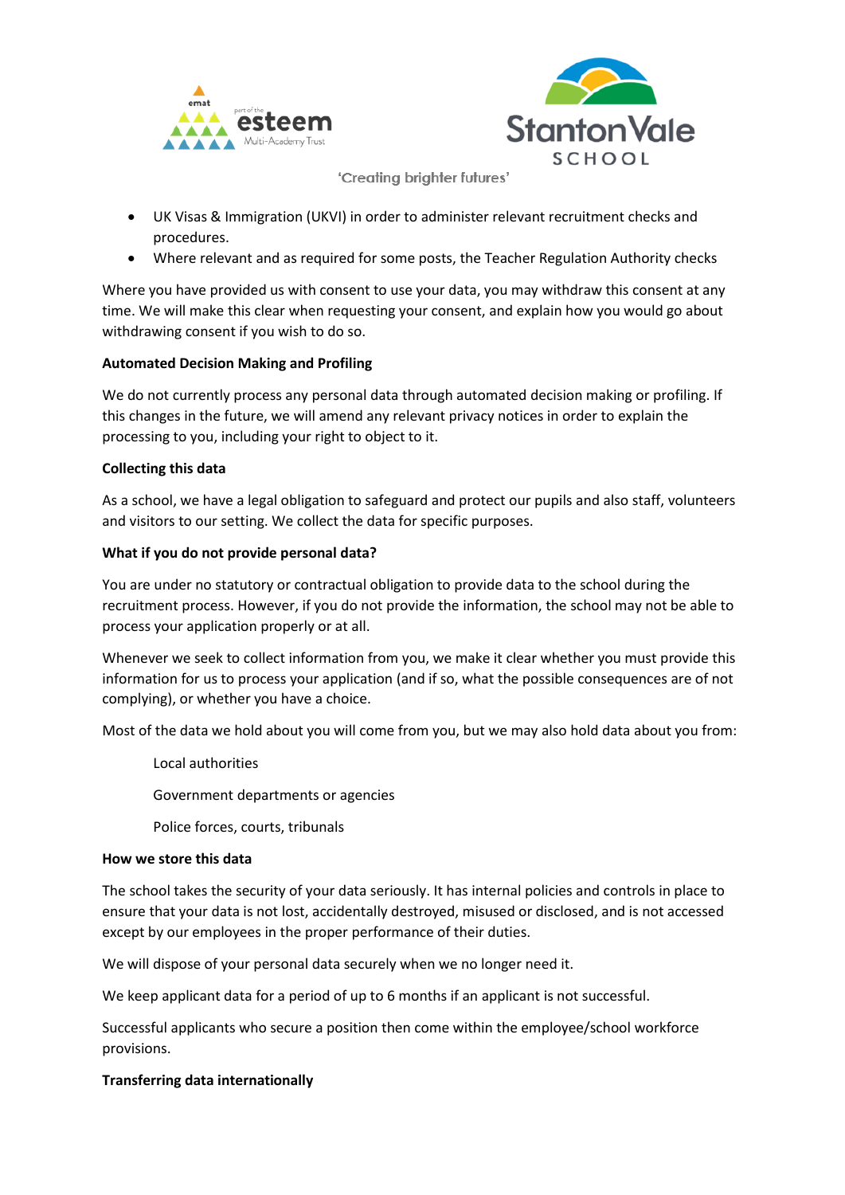- UK Visas & Immigration (UKVI) in order to administer relevant recruitment checks and procedures.
- Where relevant and as required for some posts, the Teacher Regulation Authority checks

Where you have provided us with consent to use your data, you may withdraw this consent at any time. We will make this clear when requesting your consent, and explain how you would go about withdrawing consent if you wish to do so.

**Automated Decision Making and Profiling**

We do not currently process any personal data through automated decision making or profiling. If this changes in the future, we will amend any relevant privacy notices in order to explain the processing to you, including your right to object to it.

**Collecting this data**

As a school, we have a legal obligation to safeguard and protect our pupils and also staff, volunteers and visitors to our setting. We collect the data for specific purposes.

**What if you do not provide personal data?**

You are under no statutory or contractual obligation to provide data to the school during the recruitment process. However, if you do not provide the information, the school may not be able to process your application properly or at all.

Whenever we seek to collect information from you, we make it clear whether you must provide this information for us to process your application (and if so, what the possible consequences are of not complying), or whether you have a choice.

Most of the data we hold about you will come from you, but we may also hold data about you from:

Local authorities

Government departments or agencies

Police forces, courts, tribunals

**How we store this data**

The school takes the security of your data seriously. It has internal policies and controls in place to ensure that your data is not lost, accidentally destroyed, misused or disclosed, and is not accessed except by our employees in the proper performance of their duties.

We will dispose of your personal data securely when we no longer need it.

We keep applicant data for a period of up to 6 months if an applicant is not successful.

Successful applicants who secure a position then come within the employee/school workforce provisions.

**Transferring data internationally**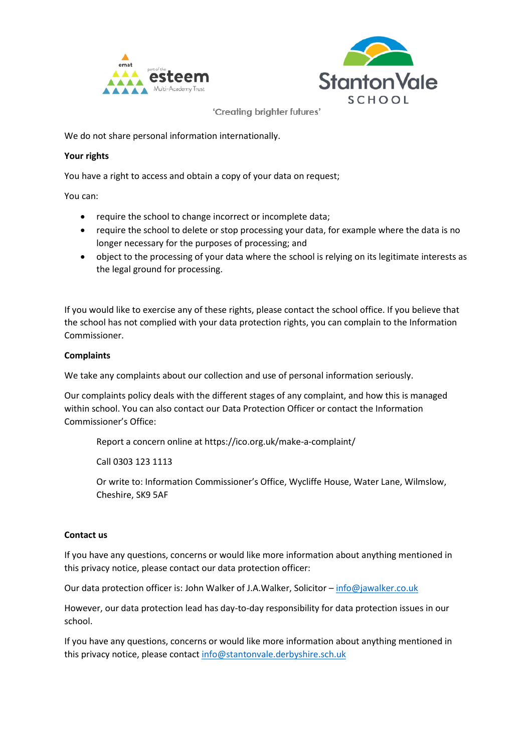We do not share personal information internationally.

**Your rights**

You have a right to access and obtain a copy of your data on request;

You can:

- require the school to change incorrect or incomplete data;
- require the school to delete or stop processing your data, for example where the data is no longer necessary for the purposes of processing; and
- object to the processing of your data where the school is relying on its legitimate interests as the legal ground for processing.

If you would like to exercise any of these rights, please contact the school office. If you believe that the school has not complied with your data protection rights, you can complain to the Information Commissioner.

**Complaints**

We take any complaints about our collection and use of personal information seriously.

Our complaints policy deals with the different stages of any complaint, and how this is managed within school. You can also contact our Data Protection Officer or contact the Information Commissioner's Office:

> Report a concern online at https://ico.org.uk/make-a-complaint/
>
> Call 0303 123 1113
>
> Or write to: Information Commissioner's Office, Wycliffe House, Water Lane, Wilmslow, Cheshire, SK9 5AF

**Contact us**

If you have any questions, concerns or would like more information about anything mentioned in this privacy notice, please contact our data protection officer:

Our data protection officer is: John Walker of J.A.Walker, Solicitor – info@jawalker.co.uk

However, our data protection lead has day-to-day responsibility for data protection issues in our school.

If you have any questions, concerns or would like more information about anything mentioned in this privacy notice, please contact info@stantonvale.derbyshire.sch.uk